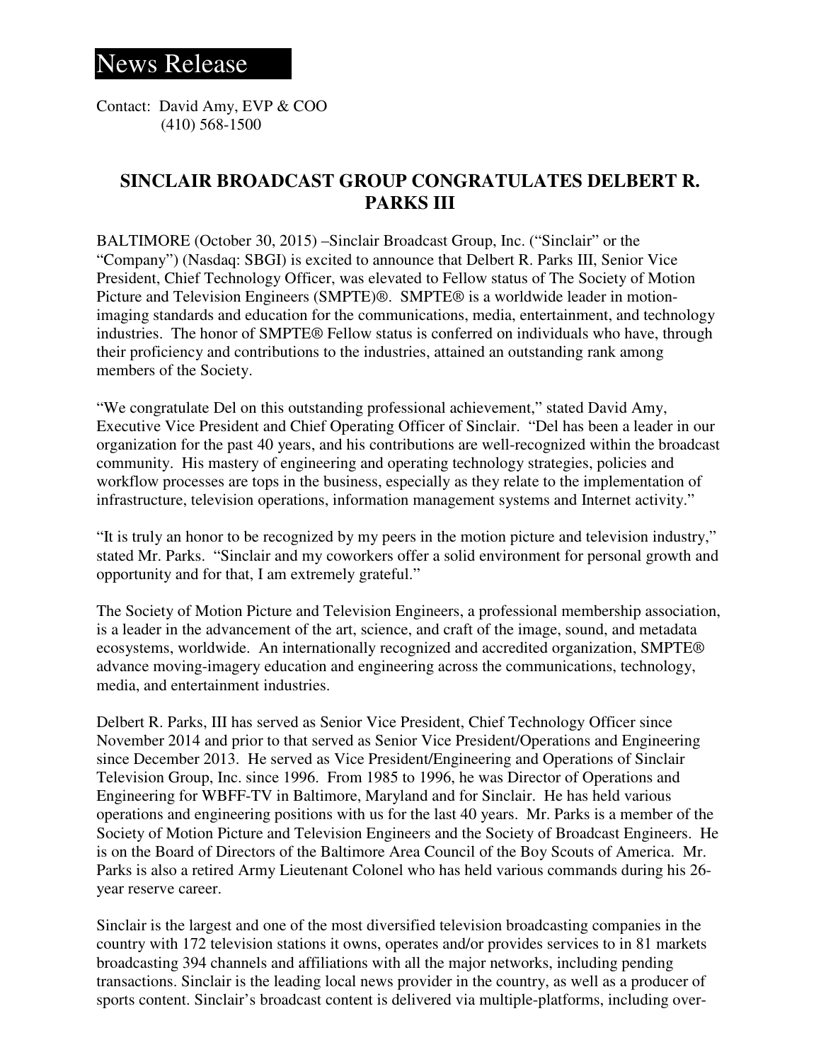# News Release

Contact: David Amy, EVP & COO
(410) 568-1500

## SINCLAIR BROADCAST GROUP CONGRATULATES DELBERT R. PARKS III

BALTIMORE (October 30, 2015) –Sinclair Broadcast Group, Inc. ("Sinclair" or the "Company") (Nasdaq: SBGI) is excited to announce that Delbert R. Parks III, Senior Vice President, Chief Technology Officer, was elevated to Fellow status of The Society of Motion Picture and Television Engineers (SMPTE)®. SMPTE® is a worldwide leader in motion-imaging standards and education for the communications, media, entertainment, and technology industries. The honor of SMPTE® Fellow status is conferred on individuals who have, through their proficiency and contributions to the industries, attained an outstanding rank among members of the Society.

"We congratulate Del on this outstanding professional achievement," stated David Amy, Executive Vice President and Chief Operating Officer of Sinclair. "Del has been a leader in our organization for the past 40 years, and his contributions are well-recognized within the broadcast community. His mastery of engineering and operating technology strategies, policies and workflow processes are tops in the business, especially as they relate to the implementation of infrastructure, television operations, information management systems and Internet activity."

"It is truly an honor to be recognized by my peers in the motion picture and television industry," stated Mr. Parks. "Sinclair and my coworkers offer a solid environment for personal growth and opportunity and for that, I am extremely grateful."

The Society of Motion Picture and Television Engineers, a professional membership association, is a leader in the advancement of the art, science, and craft of the image, sound, and metadata ecosystems, worldwide. An internationally recognized and accredited organization, SMPTE® advance moving-imagery education and engineering across the communications, technology, media, and entertainment industries.

Delbert R. Parks, III has served as Senior Vice President, Chief Technology Officer since November 2014 and prior to that served as Senior Vice President/Operations and Engineering since December 2013. He served as Vice President/Engineering and Operations of Sinclair Television Group, Inc. since 1996. From 1985 to 1996, he was Director of Operations and Engineering for WBFF-TV in Baltimore, Maryland and for Sinclair. He has held various operations and engineering positions with us for the last 40 years. Mr. Parks is a member of the Society of Motion Picture and Television Engineers and the Society of Broadcast Engineers. He is on the Board of Directors of the Baltimore Area Council of the Boy Scouts of America. Mr. Parks is also a retired Army Lieutenant Colonel who has held various commands during his 26-year reserve career.

Sinclair is the largest and one of the most diversified television broadcasting companies in the country with 172 television stations it owns, operates and/or provides services to in 81 markets broadcasting 394 channels and affiliations with all the major networks, including pending transactions. Sinclair is the leading local news provider in the country, as well as a producer of sports content. Sinclair's broadcast content is delivered via multiple-platforms, including over-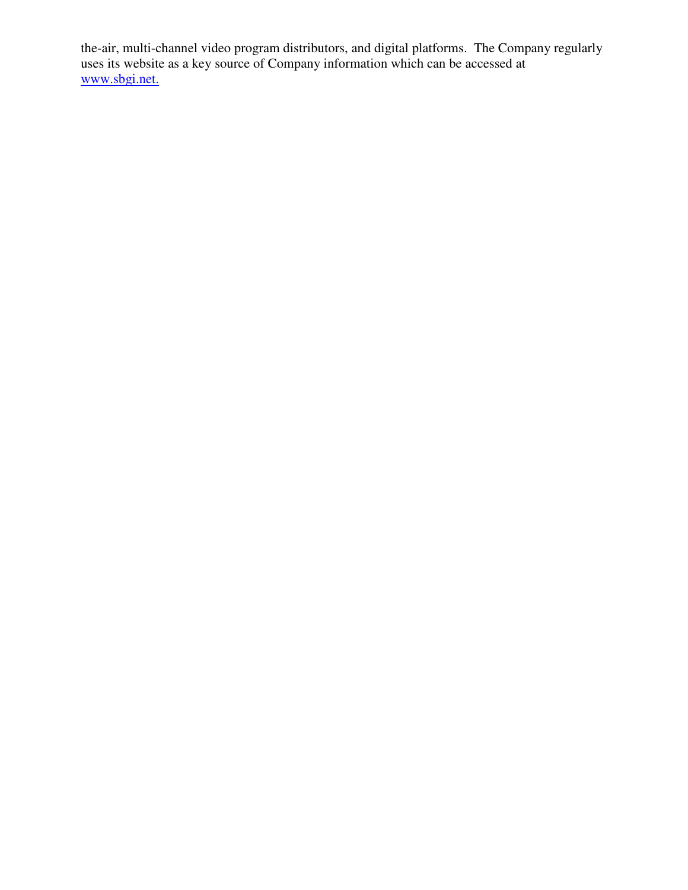the-air, multi-channel video program distributors, and digital platforms. The Company regularly uses its website as a key source of Company information which can be accessed at [www.sbgi.net.](http://www.sbgi.net)